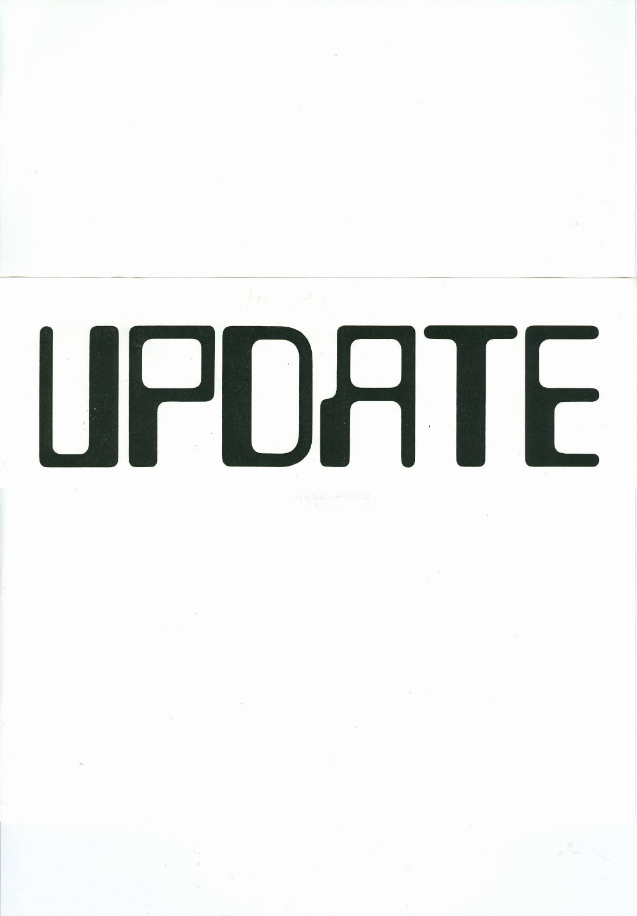# UPDATE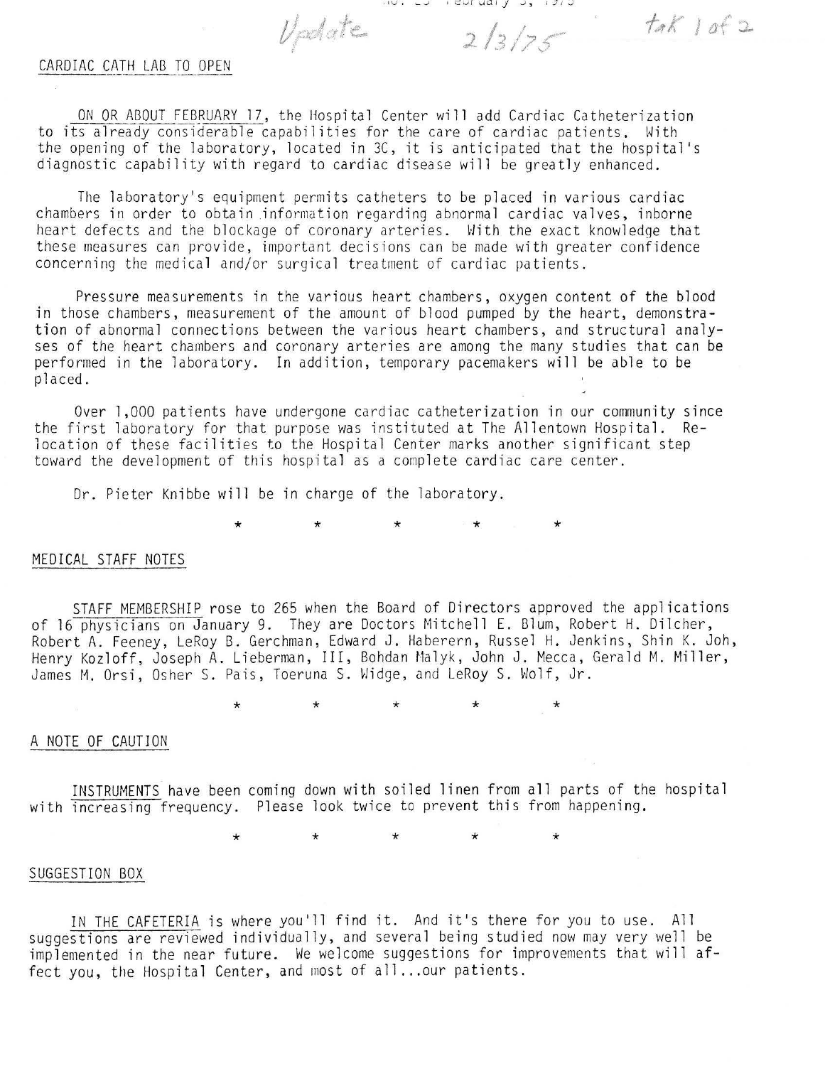## CARDIAC CATH LAB TO OPEN

ON OR ABOUT FEBRUARY 17, the Hospital Center will add Cardiac Catheterization to its already considerable capabilities for the care of cardiac patients. With the opening of the laboratory, located in 3C, it is anticipated that the hospital's diagnostic capability with regard to cardiac disease will be greatly enhanced.

The laboratory's equipment permits catheters to be placed in various cardiac chambers in order to obtain information regarding abnormal cardiac valves, inborne heart defects and the blockage of coronary arteries. With the exact knowledge that these measures can provide, important decisions can be made with greater confidence concerning the medical and/or surgical treatment of cardiac patients.

Pressure measurements in the various heart chambers, oxygen content of the blood in those chambers, measurement of the amount of blood pumped by the heart, demonstration of abnormal connections between the various heart chambers, and structural analyses of the heart chambers and coronary arteries are among the many studies that can be performed in the laboratory. In addition, temporary pacemakers will be able to be placed.

Over 1,000 patients have undergone cardiac catheterization in our community since the first laboratory for that purpose was instituted at The Allentown Hospital. Relocation of these facilities to the Hospital Center marks another significant step toward the development of this hospital as a complete cardiac care center.

Dr. Pieter Knibbe will be in charge of the laboratory.

\* \* \* \* \*

## MEDICAL STAFF NOTES

STAFF MEMBERSHIP rose to 265 when the Board of Directors approved the applications of 16 physicians on January 9. They are Doctors Mitchell E. Blum, Robert H. Dilcher, Robert A. Feeney, LeRoy B. Gerchman, Edward J. Haberern, Russel H. Jenkins, Shin K. Joh, Henry Kozloff, Joseph A. Lieberman, III, Bohdan Malyk, John J. Mecca, Gerald M. Miller, James M. Orsi, Osher S. Pais, Toeruna S. Widge, and LeRoy S. Wolf, Jr.

\* \* \* \* \*

## A NOTE OF CAUTION

INSTRUMENTS have been coming down with soiled linen from all parts of the hospital with increasing frequency. Please look twice to prevent this from happening.

\* \* \* \* \*

## SUGGESTION BOX

IN THE CAFETERIA is where you'll find it. And it's there for you to use. All suggestions are reviewed individually, and several being studied now may very well be implemented in the near future. We welcome suggestions for improvements that will affect you, the Hospital Center, and most of all...our patients.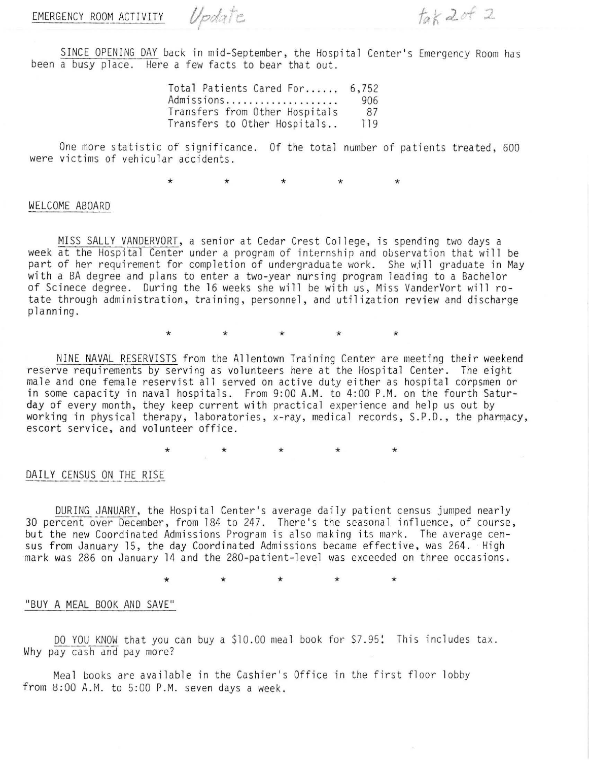## EMERGENCY ROOM ACTIVITY *Update*

SINCE OPENING DAY back in mid-September, the Hospital Center's Emergency Room has been a busy place. Here a few facts to bear that out.

| | |
|---|---|
| Total Patients Cared For...... | 6,752 |
| Admissions.................... | 906 |
| Transfers from Other Hospitals | 87 |
| Transfers to Other Hospitals.. | 119 |

One more statistic of significance. Of the total number of patients treated, 600 were victims of vehicular accidents.

\* \* \* \* \*

## WELCOME ABOARD

MISS SALLY VANDERVORT, a senior at Cedar Crest College, is spending two days a week at the Hospital Center under a program of internship and observation that will be part of her requirement for completion of undergraduate work. She will graduate in May with a BA degree and plans to enter a two-year nursing program leading to a Bachelor of Scinece degree. During the 16 weeks she will be with us, Miss VanderVort will rotate through administration, training, personnel, and utilization review and discharge planning.

\* \* \* \* \*

NINE NAVAL RESERVISTS from the Allentown Training Center are meeting their weekend reserve requirements by serving as volunteers here at the Hospital Center. The eight male and one female reservist all served on active duty either as hospital corpsmen or in some capacity in naval hospitals. From 9:00 A.M. to 4:00 P.M. on the fourth Saturday of every month, they keep current with practical experience and help us out by working in physical therapy, laboratories, x-ray, medical records, S.P.D., the pharmacy, escort service, and volunteer office.

\* \* \* \* \*

## DAILY CENSUS ON THE RISE

DURING JANUARY, the Hospital Center's average daily patient census jumped nearly 30 percent over December, from 184 to 247. There's the seasonal influence, of course, but the new Coordinated Admissions Program is also making its mark. The average census from January 15, the day Coordinated Admissions became effective, was 264. High mark was 286 on January 14 and the 280-patient-level was exceeded on three occasions.

\* \* \* \* \*

## "BUY A MEAL BOOK AND SAVE"

DO YOU KNOW that you can buy a $10.00 meal book for $7.95! This includes tax. Why pay cash and pay more?

Meal books are available in the Cashier's Office in the first floor lobby from 8:00 A.M. to 5:00 P.M. seven days a week.